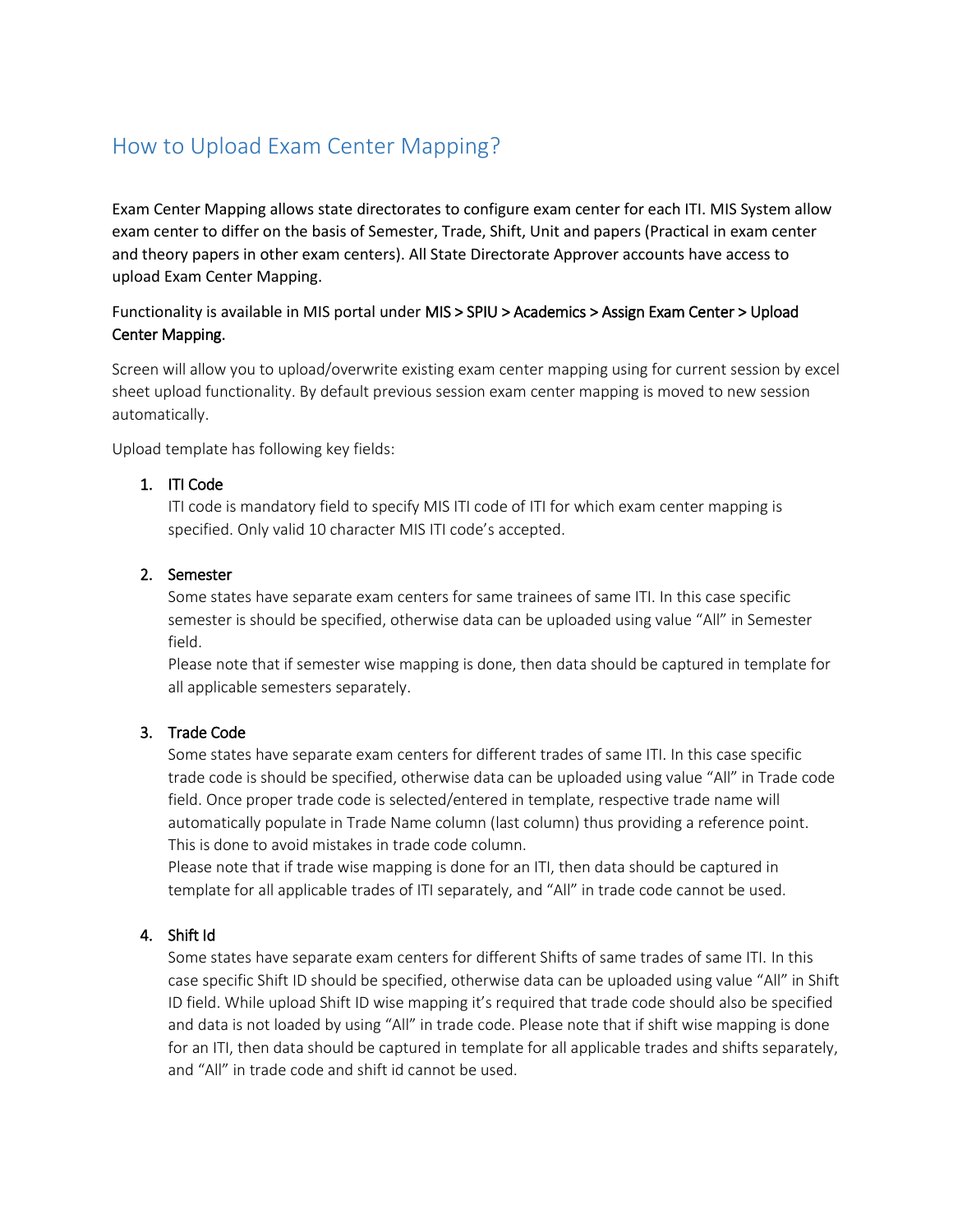# How to Upload Exam Center Mapping?

Exam Center Mapping allows state directorates to configure exam center for each ITI. MIS System allow exam center to differ on the basis of Semester, Trade, Shift, Unit and papers (Practical in exam center and theory papers in other exam centers). All State Directorate Approver accounts have access to upload Exam Center Mapping.

Functionality is available in MIS portal under MIS > SPIU > Academics > Assign Exam Center > Upload Center Mapping.

Screen will allow you to upload/overwrite existing exam center mapping using for current session by excel sheet upload functionality. By default previous session exam center mapping is moved to new session automatically.

Upload template has following key fields:

1. **ITI Code**
   ITI code is mandatory field to specify MIS ITI code of ITI for which exam center mapping is specified. Only valid 10 character MIS ITI code's accepted.

2. **Semester**
   Some states have separate exam centers for same trainees of same ITI. In this case specific semester is should be specified, otherwise data can be uploaded using value "All" in Semester field.
   Please note that if semester wise mapping is done, then data should be captured in template for all applicable semesters separately.

3. **Trade Code**
   Some states have separate exam centers for different trades of same ITI. In this case specific trade code is should be specified, otherwise data can be uploaded using value "All" in Trade code field. Once proper trade code is selected/entered in template, respective trade name will automatically populate in Trade Name column (last column) thus providing a reference point. This is done to avoid mistakes in trade code column.
   Please note that if trade wise mapping is done for an ITI, then data should be captured in template for all applicable trades of ITI separately, and "All" in trade code cannot be used.

4. **Shift Id**
   Some states have separate exam centers for different Shifts of same trades of same ITI. In this case specific Shift ID should be specified, otherwise data can be uploaded using value "All" in Shift ID field. While upload Shift ID wise mapping it's required that trade code should also be specified and data is not loaded by using "All" in trade code. Please note that if shift wise mapping is done for an ITI, then data should be captured in template for all applicable trades and shifts separately, and "All" in trade code and shift id cannot be used.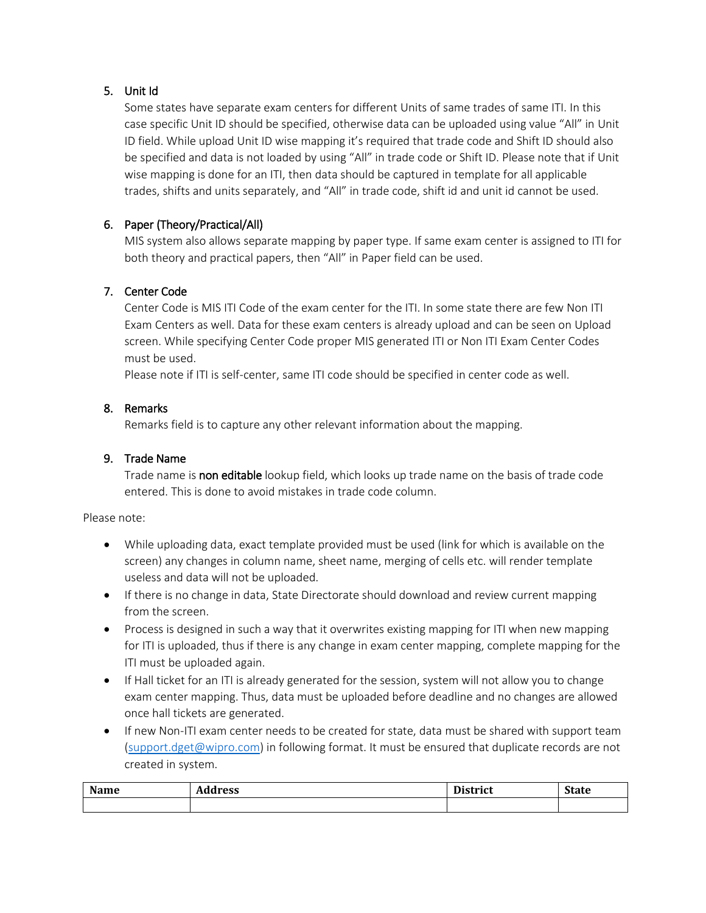5. **Unit Id**

   Some states have separate exam centers for different Units of same trades of same ITI. In this case specific Unit ID should be specified, otherwise data can be uploaded using value "All" in Unit ID field. While upload Unit ID wise mapping it's required that trade code and Shift ID should also be specified and data is not loaded by using "All" in trade code or Shift ID. Please note that if Unit wise mapping is done for an ITI, then data should be captured in template for all applicable trades, shifts and units separately, and "All" in trade code, shift id and unit id cannot be used.

6. **Paper (Theory/Practical/All)**

   MIS system also allows separate mapping by paper type. If same exam center is assigned to ITI for both theory and practical papers, then "All" in Paper field can be used.

7. **Center Code**

   Center Code is MIS ITI Code of the exam center for the ITI. In some state there are few Non ITI Exam Centers as well. Data for these exam centers is already upload and can be seen on Upload screen. While specifying Center Code proper MIS generated ITI or Non ITI Exam Center Codes must be used.

   Please note if ITI is self-center, same ITI code should be specified in center code as well.

8. **Remarks**

   Remarks field is to capture any other relevant information about the mapping.

9. **Trade Name**

   Trade name is **non editable** lookup field, which looks up trade name on the basis of trade code entered. This is done to avoid mistakes in trade code column.

Please note:

- While uploading data, exact template provided must be used (link for which is available on the screen) any changes in column name, sheet name, merging of cells etc. will render template useless and data will not be uploaded.
- If there is no change in data, State Directorate should download and review current mapping from the screen.
- Process is designed in such a way that it overwrites existing mapping for ITI when new mapping for ITI is uploaded, thus if there is any change in exam center mapping, complete mapping for the ITI must be uploaded again.
- If Hall ticket for an ITI is already generated for the session, system will not allow you to change exam center mapping. Thus, data must be uploaded before deadline and no changes are allowed once hall tickets are generated.
- If new Non-ITI exam center needs to be created for state, data must be shared with support team (support.dget@wipro.com) in following format. It must be ensured that duplicate records are not created in system.

| Name | Address | District | State |
|---|---|---|---|
| | | | |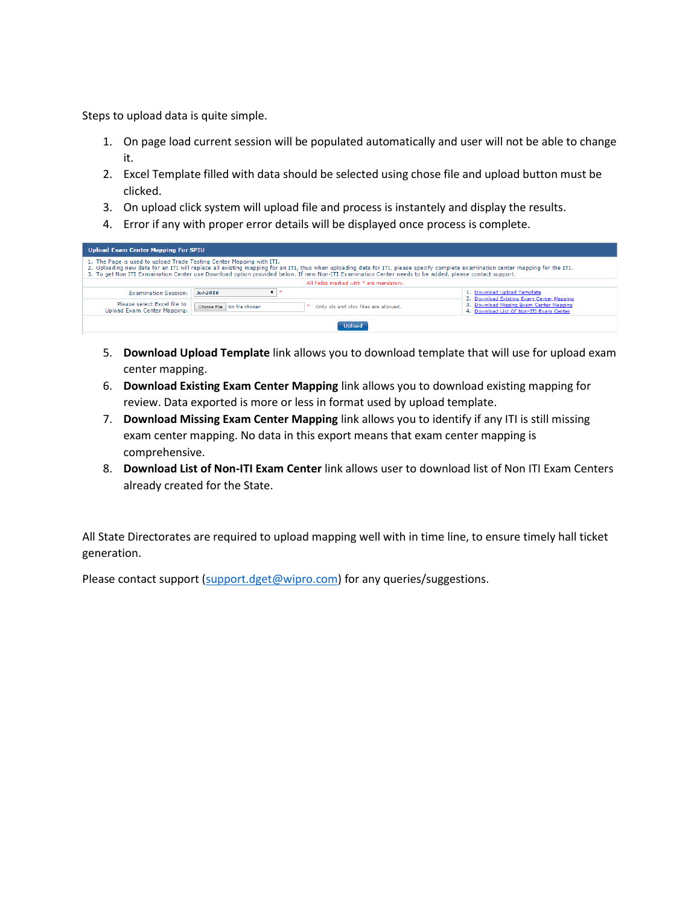Steps to upload data is quite simple.

1. On page load current session will be populated automatically and user will not be able to change it.
2. Excel Template filled with data should be selected using chose file and upload button must be clicked.
3. On upload click system will upload file and process is instantely and display the results.
4. Error if any with proper error details will be displayed once process is complete.

**Upload Exam Center Mapping For SPIU**

1. The Page is used to upload Trade Testing Center Mapping with ITI.
2. Uploading new data for an ITI will replace all existing mapping for an ITI, thus when uploading data for ITI, please specify complete examination center mapping for the ITI.
3. To get Non ITI Exmaination Center use Download option provided below. If new Non-ITI Examination Center needs to be added, please contact support.

All fields marked with * are mandatory.

Examination Session: Jul-2016 *

Please select Excel file to Upload Exam Center Mapping: Choose File No file chosen * Only xls and xlsx files are allowed.

1. Download Upload Template
2. Download Existing Exam Center Mapping
3. Download Missing Exam Center Mapping
4. Download List Of Non-ITI Exam Center

Upload

5. **Download Upload Template** link allows you to download template that will use for upload exam center mapping.
6. **Download Existing Exam Center Mapping** link allows you to download existing mapping for review. Data exported is more or less in format used by upload template.
7. **Download Missing Exam Center Mapping** link allows you to identify if any ITI is still missing exam center mapping. No data in this export means that exam center mapping is comprehensive.
8. **Download List of Non-ITI Exam Center** link allows user to download list of Non ITI Exam Centers already created for the State.

All State Directorates are required to upload mapping well with in time line, to ensure timely hall ticket generation.

Please contact support (support.dget@wipro.com) for any queries/suggestions.